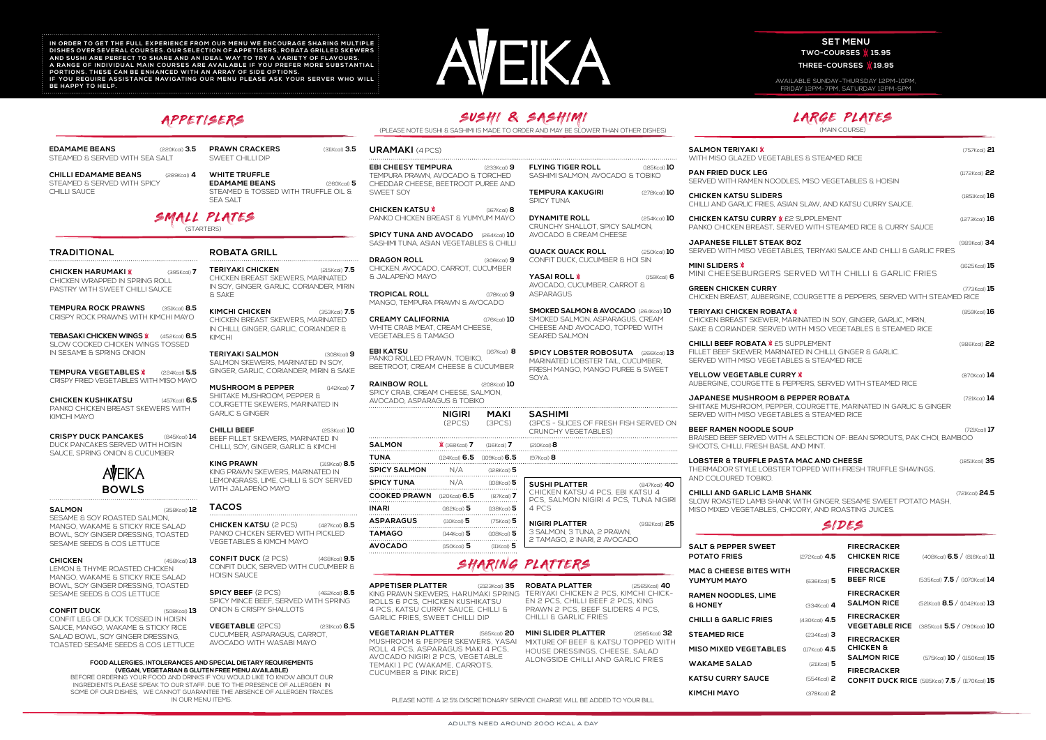IN ORDER TO GET THE FULL EXPERIENCE FROM OUR MENU WE ENCOURAGE SHARING MULTIPLE DISHES OVER SEVERAL COURSES. OUR SELECTION OF APPETISERS, ROBATA GRILLED SKEWERS AND SUSHI ARE PERFECT TO SHARE AND AN IDEAL WAY TO TRY A VARIETY OF FLAVOURS. A RANGE OF INDIVIDUAL MAIN COURSES ARE AVAILABLE IF YOU PREFER MORE SUBSTANTIAL PORTIONS. THESE CAN BE ENHANCED WITH AN ARRAY OF SIDE OPTIONS. IF YOU REQUIRE ASSISTANCE NAVIGATING OUR MENU PLEASE ASK YOUR SERVER WHO WILL BE HAPPY TO HELP.

# AVEIKA

## SET MENU

TWO-COURSES 15.95

THREE-COURSES 19.95

AVAILABLE SUNDAY-THURSDAY 12PM-10PM, FRIDAY 12PM-7PM, SATURDAY 12PM-5PM

## APPETISERS

**EDAMAME BEANS** (220Kcal) **3.5**
STEAMED & SERVED WITH SEA SALT

**CHILLI EDAMAME BEANS** (289Kcal) **4**
STEAMED & SERVED WITH SPICY CHILLI SAUCE

**PRAWN CRACKERS** (311Kcal) **3.5**
SWEET CHILLI DIP

**WHITE TRUFFLE EDAMAME BEANS** (280Kcal) **5**
STEAMED & TOSSED WITH TRUFFLE OIL & SEA SALT

## SMALL PLATES
(STARTERS)

### TRADITIONAL

**CHICKEN HARUMAKI** (395Kcal) **7**
CHICKEN WRAPPED IN SPRING ROLL PASTRY WITH SWEET CHILLI SAUCE

**TEMPURA ROCK PRAWNS** (351Kcal) **8.5**
CRISPY ROCK PRAWNS WITH KIMCHI MAYO

**TEBASAKI CHICKEN WINGS** (452Kcal) **6.5**
SLOW COOKED CHICKEN WINGS TOSSED IN SESAME & SPRING ONION

**TEMPURA VEGETABLES** (224Kcal) **5.5**
CRISPY FRIED VEGETABLES WITH MISO MAYO

**CHICKEN KUSHIKATSU** (457Kcal) **6.5**
PANKO CHICKEN BREAST SKEWERS WITH KIMCHI MAYO

**CRISPY DUCK PANCAKES** (845Kcal) **14**
DUCK PANCAKES SERVED WITH HOISIN SAUCE, SPRING ONION & CUCUMBER

### ROBATA GRILL

**TERIYAKI CHICKEN** (215Kcal) **7.5**
CHICKEN BREAST SKEWERS, MARINATED IN SOY, GINGER, GARLIC, CORIANDER, MIRIN & SAKE

**KIMCHI CHICKEN** (353Kcal) **7.5**
CHICKEN BREAST SKEWERS, MARINATED IN CHILLI, GINGER, GARLIC, CORIANDER & KIMCHI

**TERIYAKI SALMON** (308Kcal) **9**
SALMON SKEWERS, MARINATED IN SOY, GINGER, GARLIC, CORIANDER, MIRIN & SAKE

**MUSHROOM & PEPPER** (142Kcal) **7**
SHIITAKE MUSHROOM, PEPPER & COURGETTE SKEWERS, MARINATED IN GARLIC & GINGER

**CHILLI BEEF** (253Kcal) **10**
BEEF FILLET SKEWERS, MARINATED IN CHILLI, SOY, GINGER, GARLIC & KIMCHI

**KING PRAWN** (319Kcal) **8.5**
KING PRAWN SKEWERS, MARINATED IN LEMONGRASS, LIME, CHILLI & SOY SERVED WITH JALAPEÑO MAYO

### AVEIKA BOWLS

**SALMON** (358Kcal) **12**
SESAME & SOY ROASTED SALMON, MANGO, WAKAME & STICKY RICE SALAD BOWL, SOY GINGER DRESSING, TOASTED SESAME SEEDS & COS LETTUCE

**CHICKEN** (458Kcal) **13**
LEMON & THYME ROASTED CHICKEN MANGO, WAKAME & STICKY RICE SALAD BOWL, SOY GINGER DRESSING, TOASTED SESAME SEEDS & COS LETTUCE

**CONFIT DUCK** (508Kcal) **13**
CONFIT LEG OF DUCK TOSSED IN HOISIN SAUCE, MANGO, WAKAME & STICKY RICE SALAD BOWL, SOY GINGER DRESSING, TOASTED SESAME SEEDS & COS LETTUCE

### TACOS

**CHICKEN KATSU** (2 PCS) (427Kcal) **8.5**
PANKO CHICKEN SERVED WITH PICKLED VEGETABLES & KIMCHI MAYO

**CONFIT DUCK** (2 PCS) (468Kcal) **9.5**
CONFIT DUCK SERVED WITH CUCUMBER & HOISIN SAUCE

**SPICY BEEF** (2 PCS) (462Kcal) **8.5**
SPICY MINCE BEEF, SERVED WITH SPRING ONION & CRISPY SHALLOTS

**VEGETABLE** (2PCS) (231Kcal) **6.5**
CUCUMBER, ASPARAGUS, CARROT, AVOCADO WITH WASABI MAYO

**FOOD ALLERGIES, INTOLERANCES AND SPECIAL DIETARY REQUIREMENTS (VEGAN, VEGETARIAN & GLUTEN FREE MENU AVAILABLE)**
BEFORE ORDERING YOUR FOOD AND DRINKS IF YOU WOULD LIKE TO KNOW ABOUT OUR INGREDIENTS PLEASE SPEAK TO OUR STAFF DUE TO THE PRESENCE OF ALLERGEN IN SOME OF OUR DISHES, WE CANNOT GUARANTEE THE ABSENCE OF ALLERGEN TRACES IN OUR MENU ITEMS.

## SUSHI & SASHIMI
(PLEASE NOTE SUSHI & SASHIMI IS MADE TO ORDER AND MAY BE SLOWER THAN OTHER DISHES)

### URAMAKI (4 PCS)

**EBI CHEESY TEMPURA** (233Kcal) **9**
TEMPURA PRAWN, AVOCADO & TORCHED CHEDDAR CHEESE, BEETROOT PUREE AND SWEET SOY

**CHICKEN KATSU** (167Kcal) **8**
PANKO CHICKEN BREAST & YUMYUM MAYO

**SPICY TUNA AND AVOCADO** (264Kcal) **10**
SASHIMI TUNA, ASIAN VEGETABLES & CHILLI

**DRAGON ROLL** (306Kcal) **9**
CHICKEN, AVOCADO, CARROT, CUCUMBER & JALAPEÑO MAYO

**TROPICAL ROLL** (178Kcal) **9**
MANGO, TEMPURA PRAWN & AVOCADO

**CREAMY CALIFORNIA** (176Kcal) **10**
WHITE CRAB MEAT, CREAM CHEESE, VEGETABLES & TAMAGO

**EBI KATSU** (167Kcal) **8**
PANKO ROLLED PRAWN, TOBIKO, BEETROOT, CREAM CHEESE & CUCUMBER

**RAINBOW ROLL** (208Kcal) **10**
SPICY CRAB, CREAM CHEESE, SALMON, AVOCADO, ASPARAGUS & TOBIKO

**FLYING TIGER ROLL** (185Kcal) **10**
SASHIMI SALMON, AVOCADO & TOBIKO

**TEMPURA KAKUGIRI** (278Kcal) **10**
SPICY TUNA

**DYNAMITE ROLL** (254Kcal) **10**
CRUNCHY SHALLOT, SPICY SALMON, AVOCADO & CREAM CHEESE

**QUACK QUACK ROLL** (250Kcal) **10**
CONFIT DUCK, CUCUMBER & HOI SIN

**YASAI ROLL** (159Kcal) **6**
AVOCADO, CUCUMBER, CARROT & ASPARAGUS

**SMOKED SALMON & AVOCADO** (264Kcal) **10**
SMOKED SALMON, ASPARAGUS, CREAM CHEESE AND AVOCADO, TOPPED WITH SEARED SALMON

**SPICY LOBSTER ROBOSUTA** (266Kcal) **13**
MARINATED LOBSTER TAIL, CUCUMBER, FRESH MANGO, MANGO PUREE & SWEET SOYA

| | NIGIRI (2PCS) | MAKI (3PCS) | SASHIMI (3PCS - SLICES OF FRESH FISH SERVED ON CRUNCHY VEGETABLES) |
|---|---|---|---|
| SALMON | (168Kcal) 7 | (116Kcal) 7 | (210Kcal) 8 |
| TUNA | (124Kcal) 6.5 | (109Kcal) 6.5 | (97Kcal) 8 |
| SPICY SALMON | N/A | (128Kcal) 5 | |
| SPICY TUNA | N/A | (108Kcal) 5 | |
| COOKED PRAWN | (120Kcal) 6.5 | (87Kcal) 7 | |
| INARI | (162Kcal) 5 | (138Kcal) 5 | |
| ASPARAGUS | (110Kcal) 5 | (75Kcal) 5 | |
| TAMAGO | (144Kcal) 5 | (108Kcal) 5 | |
| AVOCADO | (150Kcal) 5 | (111Kcal) 5 | |

**SUSHI PLATTER** (847Kcal) **40**
CHICKEN KATSU 4 PCS, EBI KATSU 4 PCS, SALMON NIGIRI 4 PCS, TUNA NIGIRI 4 PCS

**NIGIRI PLATTER** (992Kcal) **25**
3 SALMON, 3 TUNA, 2 PRAWN, 2 TAMAGO, 2 INARI, 2 AVOCADO

## SHARING PLATTERS

**APPETISER PLATTER** (2123Kcal) **35**
KING PRAWN SKEWERS, HARUMAKI SPRING ROLLS 6 PCS, CHICKEN KUSHIKATSU 4 PCS, KATSU CURRY SAUCE, CHILLI & GARLIC FRIES, SWEET CHILLI DIP

**VEGETARIAN PLATTER** (565Kcal) **20**
MUSHROOM & PEPPER SKEWERS, YASAI ROLL 4 PCS, ASPARAGUS MAKI 4 PCS, AVOCADO NIGIRI 2 PCS, VEGETABLE TEMAKI 1 PC (WAKAME, CARROTS, CUCUMBER & PINK RICE)

**ROBATA PLATTER** (2565Kcal) **40**
TERIYAKI CHICKEN 2 PCS, KIMCHI CHICKEN 2 PCS, CHILLI BEEF 2 PCS, KING PRAWN 2 PCS, BEEF SLIDERS 4 PCS, CHILLI & GARLIC FRIES

**MINI SLIDER PLATTER** (2565Kcal) **32**
MIXTURE OF BEEF & KATSU TOPPED WITH HOUSE DRESSINGS, CHEESE, SALAD ALONGSIDE CHILLI AND GARLIC FRIES

PLEASE NOTE A 12.5% DISCRETIONARY SERVICE CHARGE WILL BE ADDED TO YOUR BILL

## LARGE PLATES
(MAIN COURSE)

**SALMON TERIYAKI** (757Kcal) **21**
WITH MISO GLAZED VEGETABLES & STEAMED RICE

**PAN FRIED DUCK LEG** (1172Kcal) **22**
SERVED WITH RAMEN NOODLES, MISO VEGETABLES & HOISIN

**CHICKEN KATSU SLIDERS** (1851Kcal) **16**
CHILLI AND GARLIC FRIES, ASIAN SLAW, AND KATSU CURRY SAUCE.

**CHICKEN KATSU CURRY** £2 SUPPLEMENT (1273Kcal) **16**
PANKO CHICKEN BREAST, SERVED WITH STEAMED RICE & CURRY SAUCE

**JAPANESE FILLET STEAK 8OZ** (989Kcal) **34**
SERVED WITH MISO VEGETABLES, TERIYAKI SAUCE AND CHILLI & GARLIC FRIES

**MINI SLIDERS** (1625Kcal) **15**
MINI CHEESEBURGERS SERVED WITH CHILLI & GARLIC FRIES

**GREEN CHICKEN CURRY** (773Kcal) **15**
CHICKEN BREAST, AUBERGINE, COURGETTE & PEPPERS, SERVED WITH STEAMED RICE

**TERIYAKI CHICKEN ROBATA** (859Kcal) **16**
CHICKEN BREAST SKEWER, MARINATED IN SOY, GINGER, GARLIC, MIRIN, SAKE & CORIANDER. SERVED WITH MISO VEGETABLES & STEAMED RICE

**CHILLI BEEF ROBATA** £5 SUPPLEMENT (986Kcal) **22**
FILLET BEEF SKEWER, MARINATED IN CHILLI, GINGER & GARLIC. SERVED WITH MISO VEGETABLES & STEAMED RICE

**YELLOW VEGETABLE CURRY** (870Kcal) **14**
AUBERGINE, COURGETTE & PEPPERS, SERVED WITH STEAMED RICE

**JAPANESE MUSHROOM & PEPPER ROBATA** (721Kcal) **14**
SHIITAKE MUSHROOM, PEPPER, COURGETTE, MARINATED IN GARLIC & GINGER SERVED WITH MISO VEGETABLES & STEAMED RICE

**BEEF RAMEN NOODLE SOUP** (721Kcal) **17**
BRAISED BEEF SERVED WITH A SELECTION OF: BEAN SPROUTS, PAK CHOI, BAMBOO SHOOTS, CHILLI, FRESH BASIL AND MINT.

**LOBSTER & TRUFFLE PASTA MAC AND CHEESE** (1851Kcal) **35**
THERMADOR STYLE LOBSTER TOPPED WITH FRESH TRUFFLE SHAVINGS, AND COLOURED TOBIKO.

**CHILLI AND GARLIC LAMB SHANK** (721Kcal) **24.5**
SLOW ROASTED LAMB SHANK WITH GINGER, SESAME SWEET POTATO MASH, MISO MIXED VEGETABLES, CHICORY, AND ROASTING JUICES.

## SIDES

**SALT & PEPPER SWEET POTATO FRIES** (272Kcal) **4.5**

**MAC & CHEESE BITES WITH YUMYUM MAYO** (636Kcal) **5**

**RAMEN NOODLES, LIME & HONEY** (334Kcal) **4**

**CHILLI & GARLIC FRIES** (430Kcal) **4.5**

**STEAMED RICE** (234Kcal) **3**

**MISO MIXED VEGETABLES** (117Kcal) **4.5**

**WAKAME SALAD** (211Kcal) **5**

**KATSU CURRY SAUCE** (554Kcal) **2**

**KIMCHI MAYO** (378Kcal) **2**

**FIRECRACKER CHICKEN RICE** (408Kcal) **6.5** / (816Kcal) **11**

**FIRECRACKER BEEF RICE** (535Kcal) **7.5** / (1070Kcal) **14**

**FIRECRACKER SALMON RICE** (521Kcal) **8.5** / (1042Kcal) **13**

**FIRECRACKER VEGETABLE RICE** (385Kcal) **5.5** / (790Kcal) **10**

**FIRECRACKER CHICKEN & SALMON RICE** (575Kcal) **10** / (1150Kcal) **15**

**FIRECRACKER CONFIT DUCK RICE** (585Kcal) **7.5** / (1170Kcal) **15**

ADULTS NEED AROUND 2000 KCAL A DAY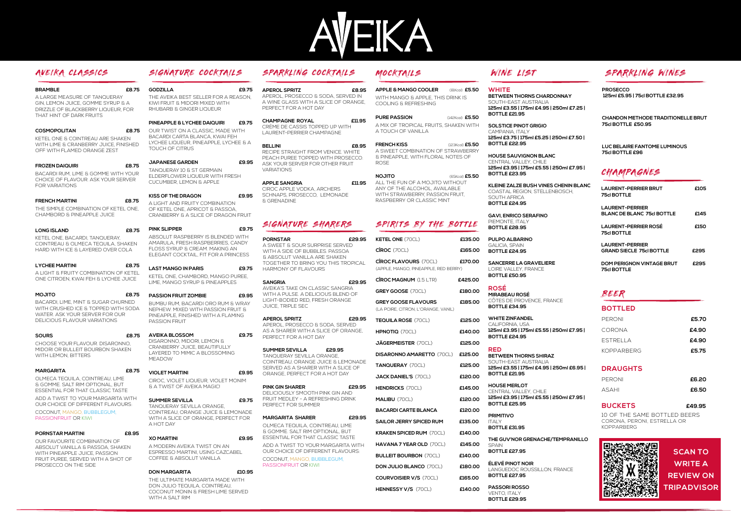# AVEIKA

## AVEIKA CLASSICS

**BRAMBLE** **£8.75**
A LARGE MEASURE OF TANQUERAY GIN, LEMON JUICE, GOMME SYRUP & A DRIZZLE OF BLACKBERRY LIQUEUR, FOR THAT HINT OF DARK FRUITS

**COSMOPOLITAN** **£8.75**
KETEL ONE & COINTREAU ARE SHAKEN WITH LIME & CRANBERRY JUICE, FINISHED OFF WITH FLAMED ORANGE ZEST

**FROZEN DAIQUIRI** **£8.75**
BACARDI RUM, LIME & GOMME WITH YOUR CHOICE OF FLAVOUR. ASK YOUR SERVER FOR VARIATIONS

**FRENCH MARTINI** **£8.75**
THE SIMPLE COMBINATION OF KETEL ONE, CHAMBORD & PINEAPPLE JUICE

**LONG ISLAND** **£8.75**
KETEL ONE, BACARDI, TANQUERAY, COINTREAU & OLMECA TEQUILA, SHAKEN HARD WITH ICE & LAYERED OVER COLA

**LYCHEE MARTINI** **£8.75**
A LIGHT & FRUITY COMBINATION OF KETEL ONE CITROEN, KWAI FEH & LYCHEE JUICE

**MOJITO** **£8.75**
BACARDI, LIME, MINT & SUGAR CHURNED WITH CRUSHED ICE & TOPPED WITH SODA WATER. ASK YOUR SERVER FOR OUR DELICIOUS FLAVOUR VARIATIONS

**SOURS** **£8.75**
CHOOSE YOUR FLAVOUR. DISARONNO, MIDORI OR BULLEIT BOURBON SHAKEN WITH LEMON, BITTERS

**MARGARITA** **£8.75**
OLMECA TEQUILA, COINTREAU, LIME & GOMME. SALT RIM OPTIONAL, BUT ESSENTIAL FOR THAT CLASSIC TASTE
ADD A TWIST TO YOUR MARGARITA WITH OUR CHOICE OF DIFFERENT FLAVOURS:
COCONUT, MANGO, BUBBLEGUM, PASSIONFRUIT OR KIWI

**PORNSTAR MARTINI** **£8.95**
OUR FAVOURITE COMBINATION OF ABSOLUT VANILLA & PASSOA, SHAKEN WITH PINEAPPLE JUICE, PASSION FRUIT PUREE, SERVED WITH A SHOT OF PROSECCO ON THE SIDE

## SIGNATURE COCKTAILS

**GODZILLA** **£9.75**
THE AVEIKA BEST SELLER FOR A REASON, KIWI FRUIT & MIDORI MIXED WITH RHUBARB & GINGER LIQUEUR

**PINEAPPLE & LYCHEE DAIQUIRI** **£9.75**
OUR TWIST ON A CLASSIC, MADE WITH BACARDI CARTA BLANCA, KWAI FEH LYCHEE LIQUEUR, PINEAPPLE, LYCHEE & A TOUCH OF CITRUS

**JAPANESE GARDEN** **£9.95**
TANQUERAY 10 & ST GERMAIN ELDERFLOWER LIQUEUR WITH FRESH CUCUMBER, LEMON & APPLE

**KISS OF THE DRAGON** **£9.95**
A LIGHT AND FRUITY COMBINATION OF KETEL ONE, APRICOT & PASSOA, CRANBERRY & A SLICE OF DRAGON FRUIT

**PINK SLIPPER** **£9.75**
ABSOLUT RASPBERRY IS BLENDED WITH AMARULA, FRESH RASPBERRIES, CANDY FLOSS SYRUP & CREAM. MAKING AN ELEGANT COCKTAIL, FIT FOR A PRINCESS

**LAST MANGO IN PARIS** **£9.75**
KETEL ONE, CHAMBORD, MANGO PUREE, LIME, MANGO SYRUP & PINEAPPLES

**PASSION FRUIT ZOMBIE** **£9.95**
BUMBU RUM, BACARDI ORO RUM & WRAY NEPHEW. MIXED WITH PASSION FRUIT & PINEAPPLE, FINISHED WITH A FLAMING PASSION FRUIT

**AVEIKA BLOSSOM** **£9.75**
DISARONNO, MIDORI, LEMON & CRANBERRY JUICE, BEAUTIFULLY LAYERED TO MIMIC A BLOSSOMING MEADOW

**VIOLET MARTINI** **£9.95**
CIROC, VIOLET LIQUEUR, VIOLET MONIM & A TWIST OF AVEIKA MAGIC!

**SUMMER SEVILLA** **£9.75**
TANQUERAY SEVILLA ORANGE, COINTREAU, ORANGE JUICE & LEMONADE WITH A SLICE OF ORANGE, PERFECT FOR A HOT DAY

**XO MARTINI** **£9.95**
A MODERN AVEIKA TWIST ON AN ESPRESSO MARTINI, USING CAZCABEL COFFEE & ABSOLUT VANILLA

**DON MARGARITA** **£10.95**
THE ULTIMATE MARGARITA MADE WITH DON JULIO TEQUILA, COINTREAU, COCONUT MONIN & FRESH LIME SERVED WITH A SALT RIM

## SPARKLING COCKTAILS

**APEROL SPRITZ** **£8.95**
APEROL, PROSECCO & SODA, SERVED IN A WINE GLASS WITH A SLICE OF ORANGE, PERFECT FOR A HOT DAY

**CHAMPAGNE ROYAL** **£11.95**
CRÈME DE CASSIS TOPPED UP WITH LAURENT-PERRIER CHAMPAGNE

**BELLINI** **£8.95**
RECIPE STRAIGHT FROM VENICE. WHITE PEACH PUREE TOPPED WITH PROSECCO. ASK YOUR SERVER FOR OTHER FRUIT VARIATIONS

**APPLE SANGRIA** **£11.95**
CIROC APPLE VODKA, ARCHERS SCHNAPS, PROSECCO, LEMONADE & GRENADINE

## SIGNATURE SHARERS

**PORNSTAR** **£29.95**
A SWEET & SOUR SURPRISE SERVED WITH A SIDE OF BUBBLES. PASSOA & ABSOLUT VANILLA ARE SHAKEN TOGETHER TO BRING YOU THIS TROPICAL HARMONY OF FLAVOURS

**SANGRIA** **£29.95**
AVEIKA'S TAKE ON CLASSIC SANGRIA WITH A PULSE. A DELICIOUS BLEND OF LIGHT-BODIED RED, FRESH ORANGE JUICE, TRIPLE SEC

**APEROL SPRITZ** **£29.95**
APEROL, PROSECCO & SODA, SERVED AS A SHARER WITH A SLICE OF ORANGE, PERFECT FOR A HOT DAY

**SUMMER SEVILLA** **£29.95**
TANQUERAY SEVILLA ORANGE, COINTREAU, ORANGE JUICE & LEMONADE SERVED AS A SHARER WITH A SLICE OF ORANGE, PERFECT FOR A HOT DAY

**PINK GIN SHARER** **£29.95**
DELICIOUSLY SMOOTH PINK GIN AND FRUIT MEDLEY - A REFRESHING DRINK PERFECT FOR SUMMER

**MARGARITA SHARER** **£29.95**
OLMECA TEQUILA, COINTREAU, LIME & GOMME. SALT RIM OPTIONAL, BUT ESSENTIAL FOR THAT CLASSIC TASTE
ADD A TWIST TO YOUR MARGARITA WITH OUR CHOICE OF DIFFERENT FLAVOURS:
COCONUT, MANGO, BUBBLEGUM, PASSIONFRUIT OR KIWI

## MOCKTAILS

**APPLE & MANGO COOLER** (81Kcal) **£5.50**
WITH MANGO & APPLE, THIS DRINK IS COOLING & REFRESHING

**PURE PASSION** (142Kcal) **£5.50**
A MIX OF TROPICAL FRUITS, SHAKEN WITH A TOUCH OF VANILLA

**FRENCH KISS** (123Kcal) **£5.50**
A SWEET COMBINATION OF STRAWBERRY & PINEAPPLE, WITH FLORAL NOTES OF ROSE

**NOJITO** (65Kcal) **£5.50**
ALL THE FUN OF A MOJITO WITHOUT ANY OF THE ALCOHOL, AVAILABLE WITH STRAWBERRY, PASSION FRUIT, RASPBERRY OR CLASSIC MINT

## SPIRITS BY THE BOTTLE

| | |
|---|---|
| **KETEL ONE** (70CL) | **£135.00** |
| **CÎROC** (70CL) | **£165.00** |
| **CÎROC FLAVOURS** (70CL) (APPLE, MANGO, PINEAPPLE, RED BERRY) | **£170.00** |
| **CÎROC MAGNUM** (1.5 LTR) | **£425.00** |
| **GREY GOOSE** (70CL) | **£180.00** |
| **GREY GOOSE FLAVOURS** (LA POIRE, CITRON, L'ORANGE, VANIL) | **£185.00** |
| **TEQUILA ROSE** (70CL) | **£125.00** |
| **HPNOTIQ** (70CL) | **£140.00** |
| **JÄGERMEISTER** (70CL) | **£125.00** |
| **DISARONNO AMARETTO** (70CL) | **£125.00** |
| **TANQUERAY** (70CL) | **£125.00** |
| **JACK DANIEL'S** (70CL) | **£120.00** |
| **HENDRICKS** (70CL) | **£145.00** |
| **MALIBU** (70CL) | **£120.00** |
| **BACARDI CARTE BLANCA** | **£120.00** |
| **SAILOR JERRY SPICED RUM** | **£135.00** |
| **KRAKEN SPICED RUM** (70CL) | **£140.00** |
| **HAVANA 7 YEAR OLD** (70CL) | **£145.00** |
| **BULLEIT BOURBON** (70CL) | **£140.00** |
| **DON JULIO BLANCO** (70CL) | **£180.00** |
| **COURVOISIER V/S** (70CL) | **£165.00** |
| **HENNESSY V/S** (70CL) | **£140.00** |

## WINE LIST

### WHITE

**BETWEEN THORNS CHARDONNAY**
SOUTH-EAST AUSTRALIA
**125ml £3.55 | 175ml £4.95 | 250ml £7.25 | BOTTLE £21.95**

**SOLSTICE PINOT GRIGIO**
CAMPANIA, ITALY
**125ml £3.75 | 175ml £5.25 | 250ml £7.50 | BOTTLE £22.95**

**HOUSE SAUVIGNON BLANC**
CENTRAL VALLEY, CHILE
**125ml £3.95 | 175ml £5.55 | 250ml £7.95 | BOTTLE £23.95**

**KLEINE ZALZE BUSH VINES CHENIN BLANC**
COASTAL REGION, STELLENBOSCH, SOUTH AFRICA
**BOTTLE £24.95**

**GAVI, ENRICO SERAFINO**
PIEMONTE, ITALY
**BOTTLE £28.95**

**PULPO ALBARINO**
GALICIA, SPAIN
**BOTTLE £24.95**

**SANCERRE LA GRAVELIERE**
LOIRE VALLEY, FRANCE
**BOTTLE £50.95**

### ROSÉ

**MIRABEAU ROSÉ**
CÔTES DE PROVENCE, FRANCE
**BOTTLE £34.95**

**WHITE ZINFANDEL**
CALIFORNIA, USA
**125ml £3.95 | 175ml £5.55 | 250ml £7.95 | BOTTLE £24.95**

### RED

**BETWEEN THORNS SHIRAZ**
SOUTH-EAST AUSTRALIA
**125ml £3.55 | 175ml £4.95 | 250ml £6.95 | BOTTLE £21.95**

**HOUSE MERLOT**
CENTRAL VALLEY, CHILE
**125ml £3.95 | 175ml £5.55 | 250ml £7.95 | BOTTLE £25.95**

**PRIMITIVO**
ITALY
**BOTTLE £31.95**

**THE GUV'NOR GRENACHE/TEMPRANILLO**
SPAIN
**BOTTLE £27.95**

**ÉLEVÉ PINOT NOIR**
LANGUEDOC ROUSSILLON, FRANCE
**BOTTLE £27.95**

**PASSORI ROSSO**
VENTO, ITALY
**BOTTLE £29.95**

## SPARKLING WINES

**PROSECCO**
**125ml £5.95 | 75cl BOTTLE £32.95**

**CHANDON METHODE TRADITIONELLE BRUT**
**75cl BOTTLE £50.95**

**LUC BELAIRE FANTOME LUMINOUS**
**75cl BOTTLE £96**

## CHAMPAGNES

| | |
|---|---|
| **LAURENT-PERRIER BRUT 75cl BOTTLE** | **£105** |
| **LAURENT-PERRIER BLANC DE BLANC 75cl BOTTLE** | **£145** |
| **LAURENT-PERRIER ROSÉ 75cl BOTTLE** | **£150** |
| **LAURENT-PERRIER GRAND SIECLE 75cl BOTTLE** | **£295** |
| **DOM PERIGNON VINTAGE BRUT 75cl BOTTLE** | **£295** |

## BEER

### BOTTLED

| | |
|---|---|
| PERONI | **£5.70** |
| CORONA | **£4.90** |
| ESTRELLA | **£4.90** |
| KOPPARBERG | **£5.75** |

### DRAUGHTS

| | |
|---|---|
| PERONI | **£6.20** |
| ASAHI | **£6.50** |

### BUCKETS **£49.95**

10 OF THE SAME BOTTLED BEERS CORONA, PERONI, ESTRELLA OR KOPPARBERG

**SCAN TO WRITE A REVIEW ON TRIPADVISOR**